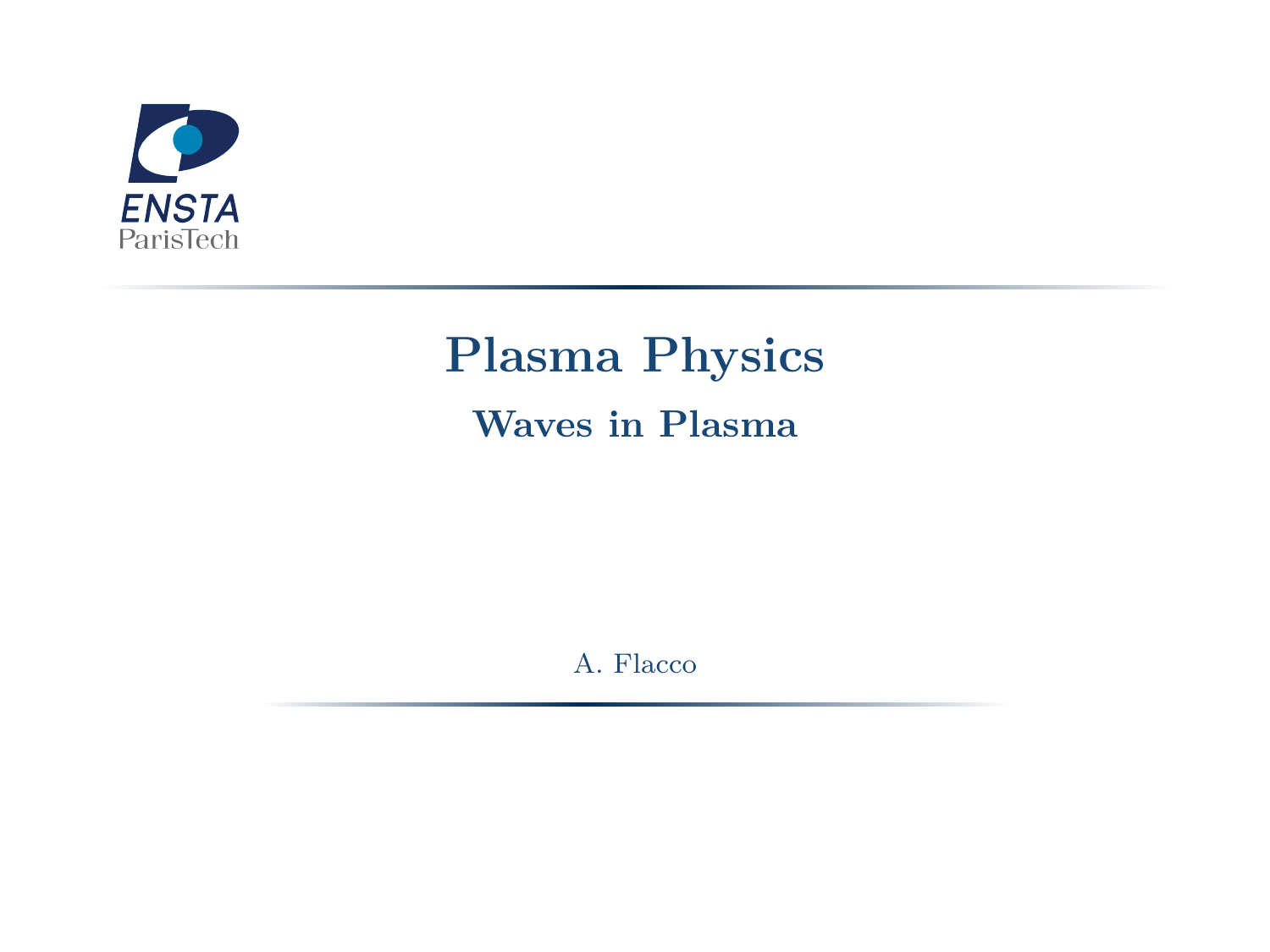ENSTA ParisTech

# Plasma Physics

## Waves in Plasma

A. Flacco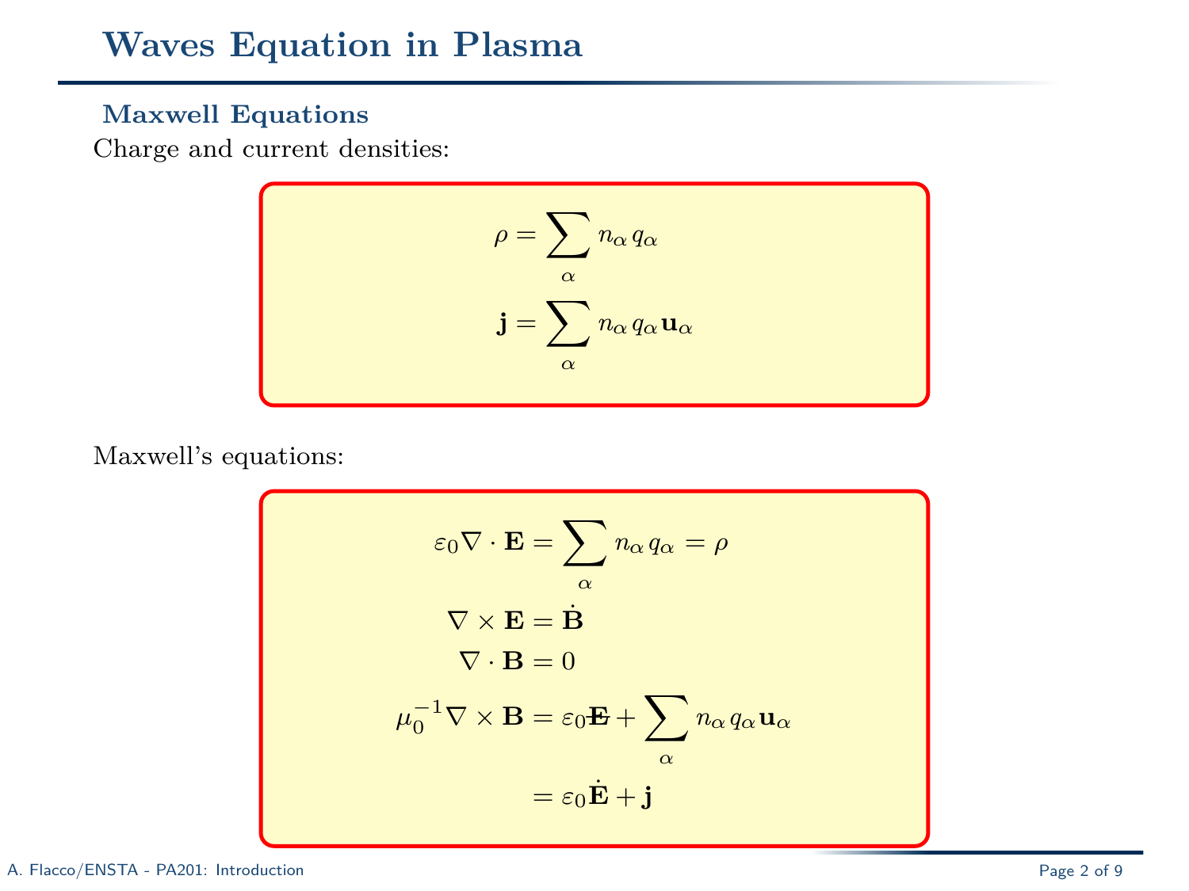# Waves Equation in Plasma

## Maxwell Equations

Charge and current densities:

$$\rho = \sum_\alpha n_\alpha q_\alpha$$

$$\mathbf{j} = \sum_\alpha n_\alpha q_\alpha \mathbf{u}_\alpha$$

Maxwell's equations:

$$\varepsilon_0 \nabla \cdot \mathbf{E} = \sum_\alpha n_\alpha q_\alpha = \rho$$

$$\nabla \times \mathbf{E} = \dot{\mathbf{B}}$$

$$\nabla \cdot \mathbf{B} = 0$$

$$\mu_0^{-1} \nabla \times \mathbf{B} = \varepsilon_0 \dot{\mathbf{E}} + \sum_\alpha n_\alpha q_\alpha \mathbf{u}_\alpha$$

$$= \varepsilon_0 \dot{\mathbf{E}} + \mathbf{j}$$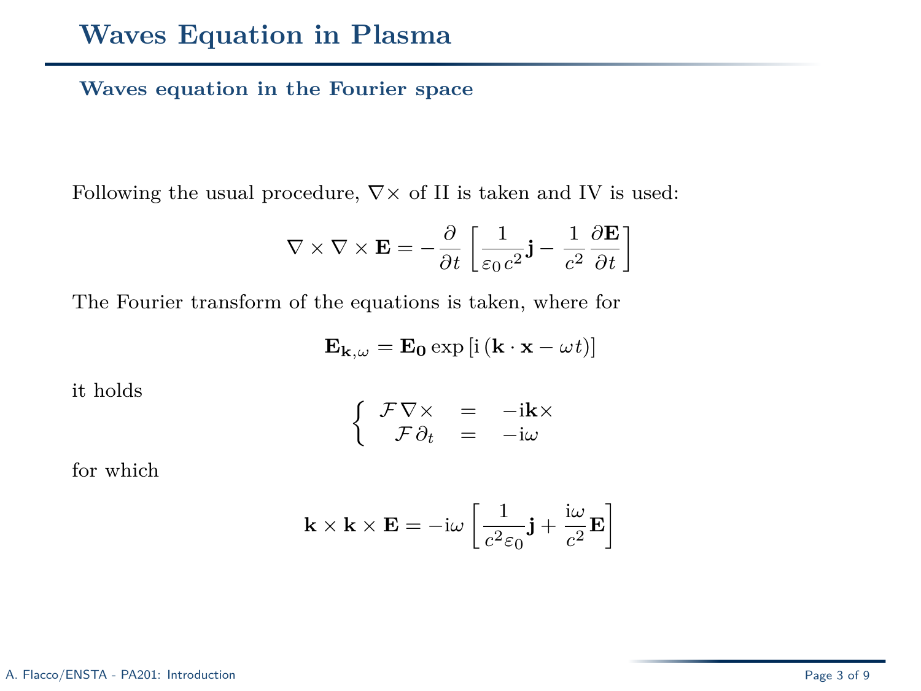# Waves Equation in Plasma

## Waves equation in the Fourier space

Following the usual procedure, $\nabla\times$ of II is taken and IV is used:

$$\nabla \times \nabla \times \mathbf{E} = -\frac{\partial}{\partial t}\left[\frac{1}{\varepsilon_0 c^2}\mathbf{j} - \frac{1}{c^2}\frac{\partial \mathbf{E}}{\partial t}\right]$$

The Fourier transform of the equations is taken, where for

$$\mathbf{E}_{\mathbf{k},\omega} = \mathbf{E_0}\exp\left[\mathrm{i}\left(\mathbf{k}\cdot\mathbf{x} - \omega t\right)\right]$$

it holds

$$\begin{cases} \mathcal{F}\,\nabla\times &= -\mathrm{i}\mathbf{k}\times \\ \mathcal{F}\,\partial_t &= -\mathrm{i}\omega \end{cases}$$

for which

$$\mathbf{k} \times \mathbf{k} \times \mathbf{E} = -\mathrm{i}\omega\left[\frac{1}{c^2\varepsilon_0}\mathbf{j} + \frac{\mathrm{i}\omega}{c^2}\mathbf{E}\right]$$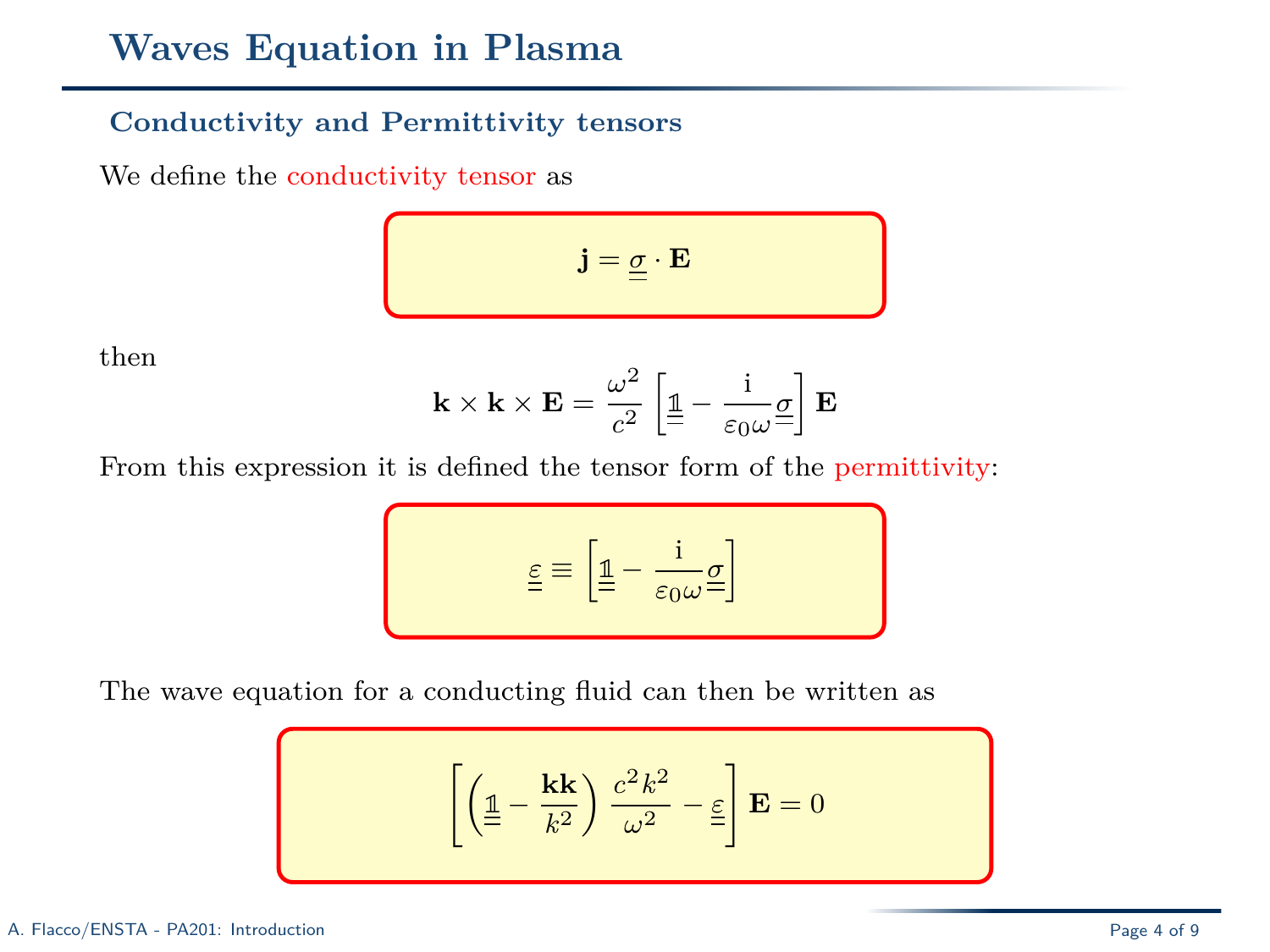# Waves Equation in Plasma

### Conductivity and Permittivity tensors

We define the conductivity tensor as

$$\mathbf{j} = \underline{\underline{\sigma}} \cdot \mathbf{E}$$

then

$$\mathbf{k} \times \mathbf{k} \times \mathbf{E} = \frac{\omega^2}{c^2} \left[ \underline{\underline{\mathbb{1}}} - \frac{\mathrm{i}}{\varepsilon_0 \omega} \underline{\underline{\sigma}} \right] \mathbf{E}$$

From this expression it is defined the tensor form of the permittivity:

$$\underline{\underline{\varepsilon}} \equiv \left[ \underline{\underline{\mathbb{1}}} - \frac{\mathrm{i}}{\varepsilon_0 \omega} \underline{\underline{\sigma}} \right]$$

The wave equation for a conducting fluid can then be written as

$$\left[ \left( \underline{\underline{\mathbb{1}}} - \frac{\mathbf{k}\mathbf{k}}{k^2} \right) \frac{c^2 k^2}{\omega^2} - \underline{\underline{\varepsilon}} \right] \mathbf{E} = 0$$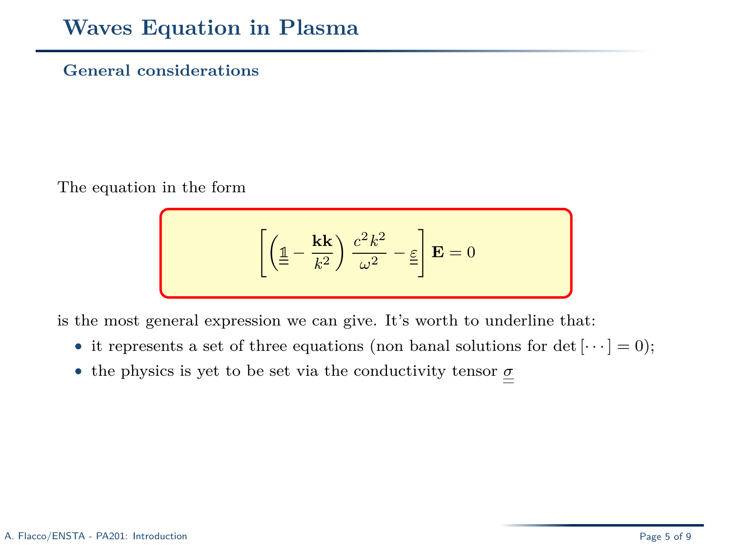# Waves Equation in Plasma

## General considerations

The equation in the form

$$\left[\left(\underline{\underline{\mathbb{1}}} - \frac{\mathbf{k}\mathbf{k}}{k^2}\right)\frac{c^2k^2}{\omega^2} - \underline{\underline{\varepsilon}}\right]\mathbf{E} = 0$$

is the most general expression we can give. It's worth to underline that:

- it represents a set of three equations (non banal solutions for $\det[\cdots] = 0$);
- the physics is yet to be set via the conductivity tensor $\underline{\underline{\sigma}}$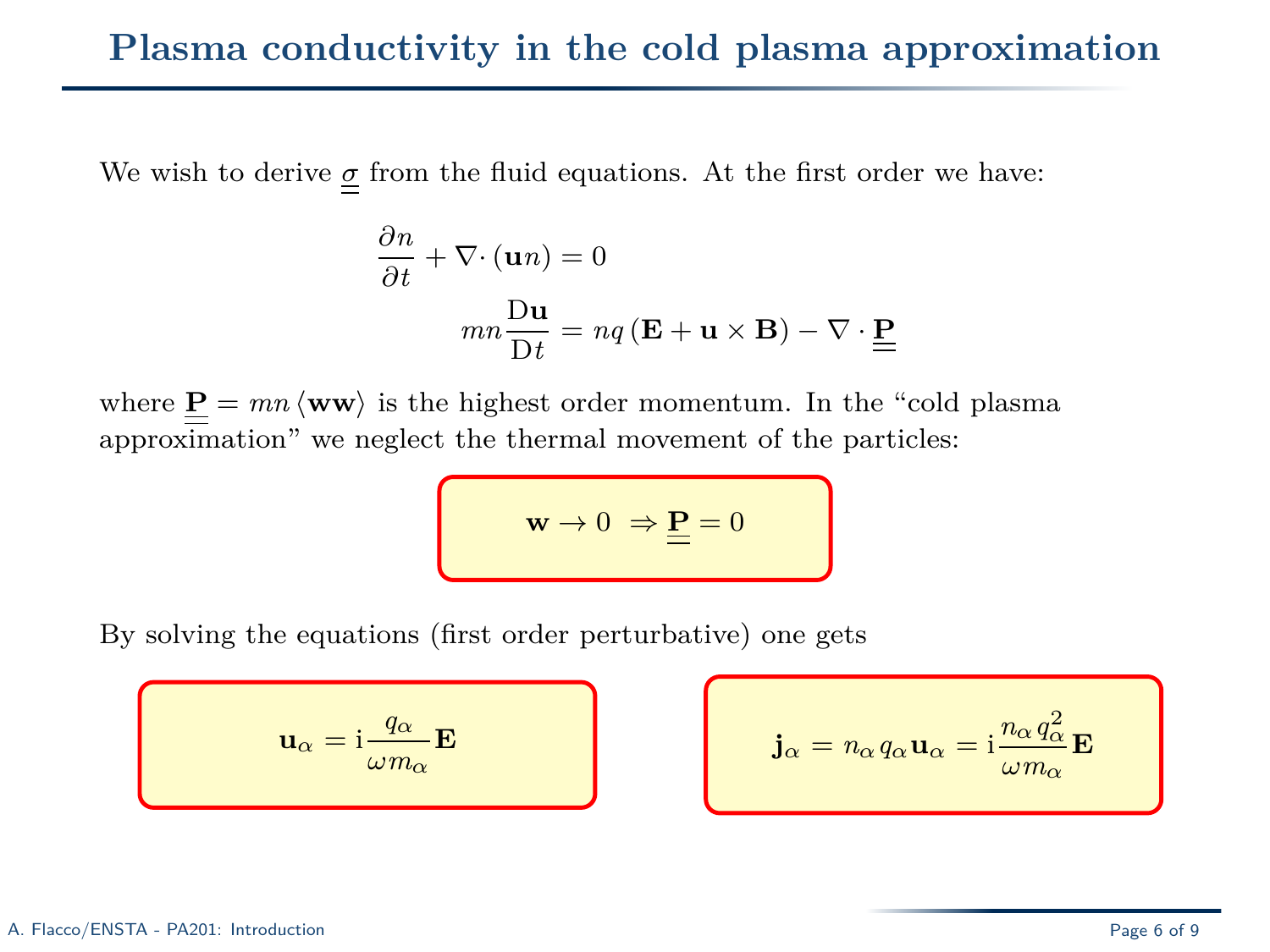# Plasma conductivity in the cold plasma approximation

We wish to derive $\underline{\underline{\sigma}}$ from the fluid equations. At the first order we have:

$$\frac{\partial n}{\partial t} + \nabla \cdot (\mathbf{u} n) = 0$$

$$mn \frac{\mathrm{D}\mathbf{u}}{\mathrm{D}t} = nq\left(\mathbf{E} + \mathbf{u} \times \mathbf{B}\right) - \nabla \cdot \underline{\underline{\mathbf{P}}}$$

where $\underline{\underline{\mathbf{P}}} = mn \langle \mathbf{w}\mathbf{w} \rangle$ is the highest order momentum. In the "cold plasma approximation" we neglect the thermal movement of the particles:

$$\mathbf{w} \to 0 \;\Rightarrow \underline{\underline{\mathbf{P}}} = 0$$

By solving the equations (first order perturbative) one gets

$$\mathbf{u}_\alpha = \mathrm{i} \frac{q_\alpha}{\omega m_\alpha} \mathbf{E}$$

$$\mathbf{j}_\alpha = n_\alpha q_\alpha \mathbf{u}_\alpha = \mathrm{i} \frac{n_\alpha q_\alpha^2}{\omega m_\alpha} \mathbf{E}$$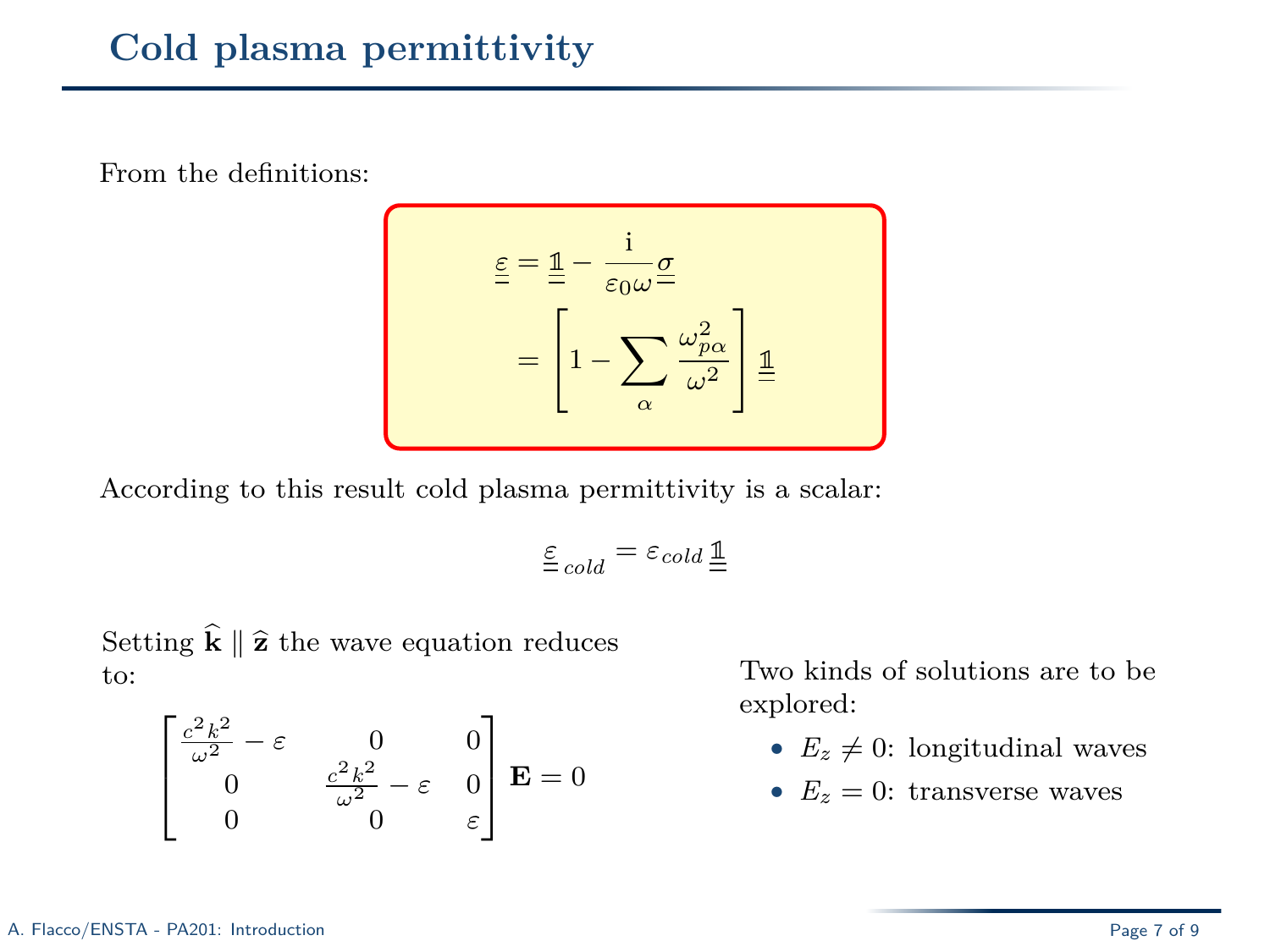# Cold plasma permittivity

From the definitions:

$$
\begin{aligned}
\underline{\underline{\varepsilon}} &= \underline{\underline{\mathbb{1}}} - \frac{\mathrm{i}}{\varepsilon_0 \omega} \underline{\underline{\sigma}} \\
&= \left[ 1 - \sum_\alpha \frac{\omega_{p\alpha}^2}{\omega^2} \right] \underline{\underline{\mathbb{1}}}
\end{aligned}
$$

According to this result cold plasma permittivity is a scalar:

$$
\underline{\underline{\varepsilon}}_{cold} = \varepsilon_{cold} \underline{\underline{\mathbb{1}}}
$$

Setting $\widehat{\mathbf{k}} \parallel \widehat{\mathbf{z}}$ the wave equation reduces to:

$$
\begin{bmatrix}
\frac{c^2 k^2}{\omega^2} - \varepsilon & 0 & 0 \\
0 & \frac{c^2 k^2}{\omega^2} - \varepsilon & 0 \\
0 & 0 & \varepsilon
\end{bmatrix} \mathbf{E} = 0
$$

Two kinds of solutions are to be explored:

- $E_z \neq 0$: longitudinal waves
- $E_z = 0$: transverse waves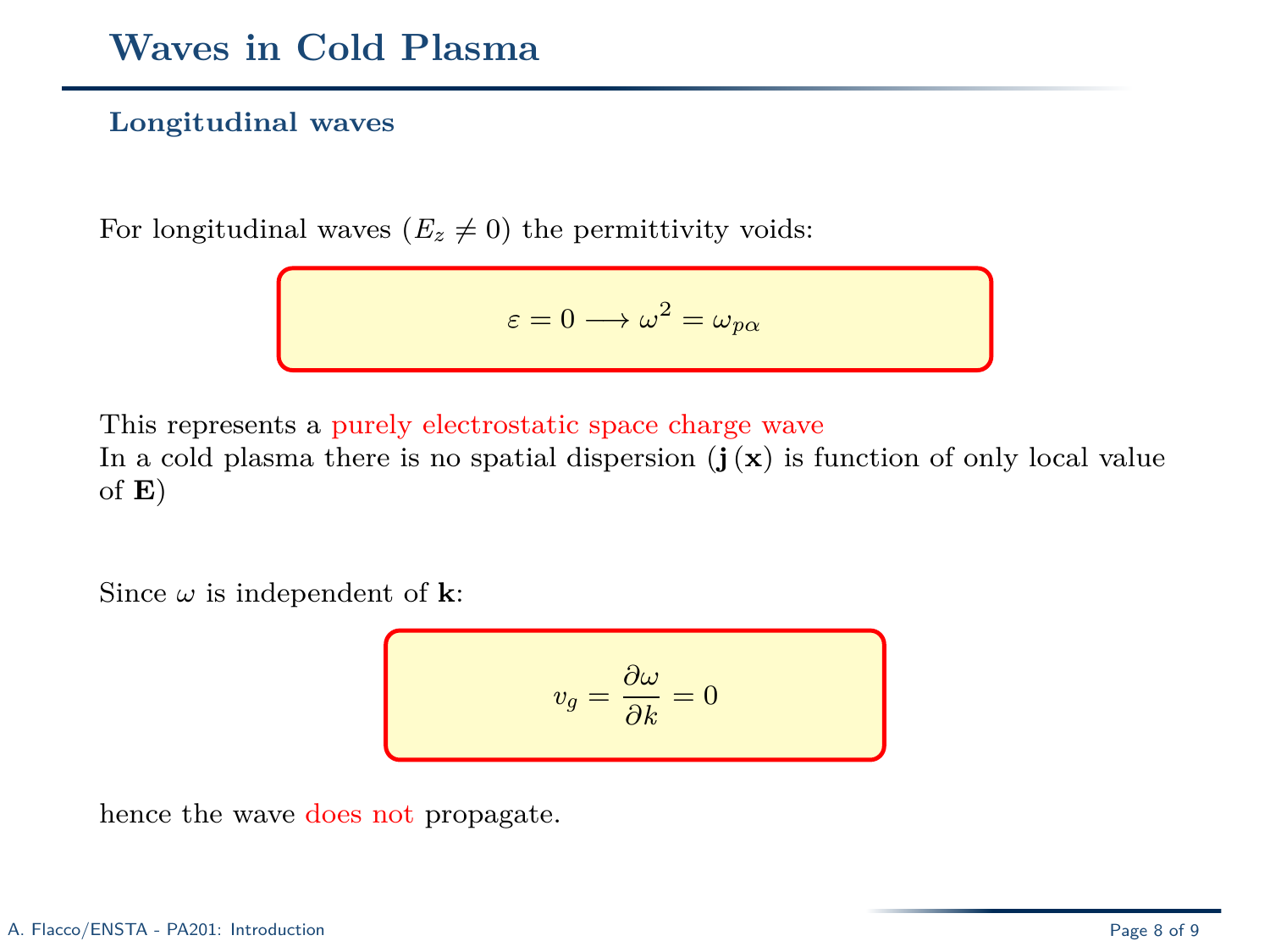# Waves in Cold Plasma

## Longitudinal waves

For longitudinal waves ($E_z \neq 0$) the permittivity voids:

$$\varepsilon = 0 \longrightarrow \omega^2 = \omega_{p\alpha}$$

This represents a purely electrostatic space charge wave
In a cold plasma there is no spatial dispersion ($\mathbf{j}(\mathbf{x})$ is function of only local value of $\mathbf{E}$)

Since $\omega$ is independent of $\mathbf{k}$:

$$v_g = \frac{\partial \omega}{\partial k} = 0$$

hence the wave does not propagate.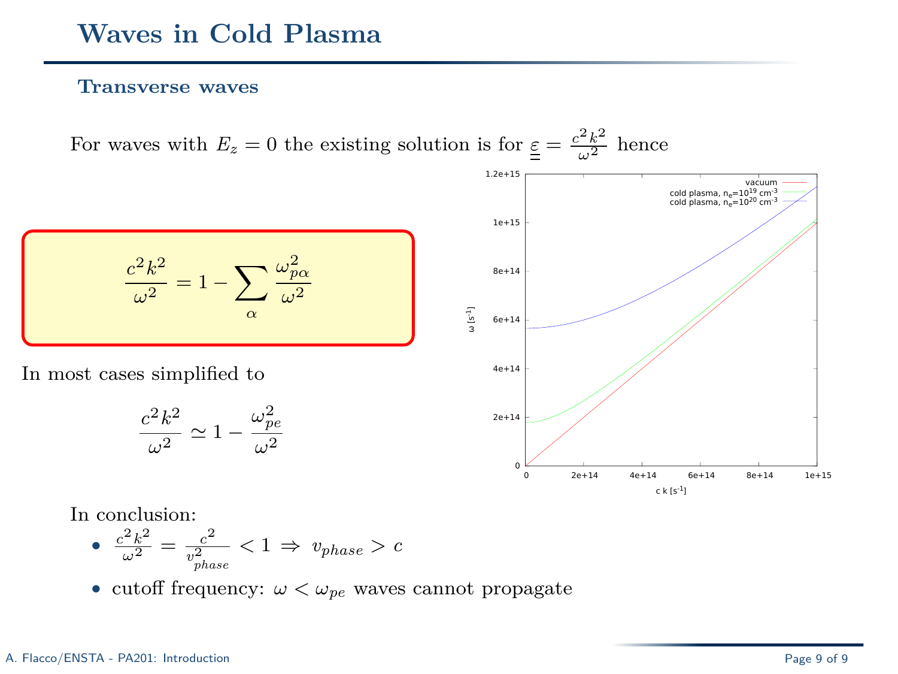# Waves in Cold Plasma

## Transverse waves

For waves with $E_z = 0$ the existing solution is for $\underline{\underline{\varepsilon}} = \frac{c^2 k^2}{\omega^2}$ hence

$$\frac{c^2 k^2}{\omega^2} = 1 - \sum_\alpha \frac{\omega_{p\alpha}^2}{\omega^2}$$

In most cases simplified to

$$\frac{c^2 k^2}{\omega^2} \simeq 1 - \frac{\omega_{pe}^2}{\omega^2}$$

vacuum
cold plasma, $n_e = 10^{19}$ cm$^{-3}$
cold plasma, $n_e = 10^{20}$ cm$^{-3}$

ω [s$^{-1}$]
0
2e+14
4e+14
6e+14
8e+14
1e+15
1.2e+15

c k [s$^{-1}$]
0
2e+14
4e+14
6e+14
8e+14
1e+15

In conclusion:

- $\frac{c^2 k^2}{\omega^2} = \frac{c^2}{v_{phase}^2} < 1 \Rightarrow v_{phase} > c$
- cutoff frequency: $\omega < \omega_{pe}$ waves cannot propagate